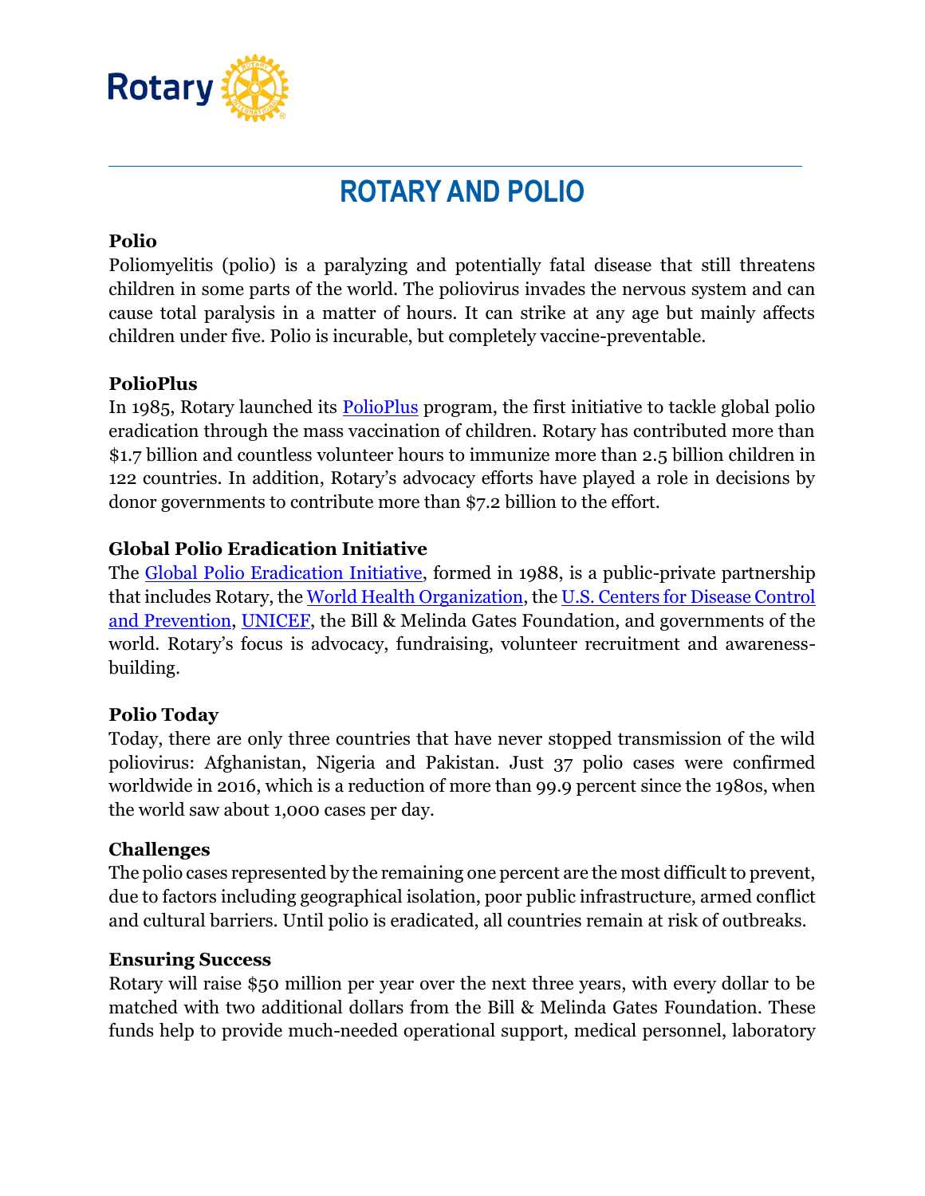# ROTARY AND POLIO

**Polio**

Poliomyelitis (polio) is a paralyzing and potentially fatal disease that still threatens children in some parts of the world. The poliovirus invades the nervous system and can cause total paralysis in a matter of hours. It can strike at any age but mainly affects children under five. Polio is incurable, but completely vaccine-preventable.

**PolioPlus**

In 1985, Rotary launched its PolioPlus program, the first initiative to tackle global polio eradication through the mass vaccination of children. Rotary has contributed more than $1.7 billion and countless volunteer hours to immunize more than 2.5 billion children in 122 countries. In addition, Rotary's advocacy efforts have played a role in decisions by donor governments to contribute more than $7.2 billion to the effort.

**Global Polio Eradication Initiative**

The Global Polio Eradication Initiative, formed in 1988, is a public-private partnership that includes Rotary, the World Health Organization, the U.S. Centers for Disease Control and Prevention, UNICEF, the Bill & Melinda Gates Foundation, and governments of the world. Rotary's focus is advocacy, fundraising, volunteer recruitment and awareness-building.

**Polio Today**

Today, there are only three countries that have never stopped transmission of the wild poliovirus: Afghanistan, Nigeria and Pakistan. Just 37 polio cases were confirmed worldwide in 2016, which is a reduction of more than 99.9 percent since the 1980s, when the world saw about 1,000 cases per day.

**Challenges**

The polio cases represented by the remaining one percent are the most difficult to prevent, due to factors including geographical isolation, poor public infrastructure, armed conflict and cultural barriers. Until polio is eradicated, all countries remain at risk of outbreaks.

**Ensuring Success**

Rotary will raise $50 million per year over the next three years, with every dollar to be matched with two additional dollars from the Bill & Melinda Gates Foundation. These funds help to provide much-needed operational support, medical personnel, laboratory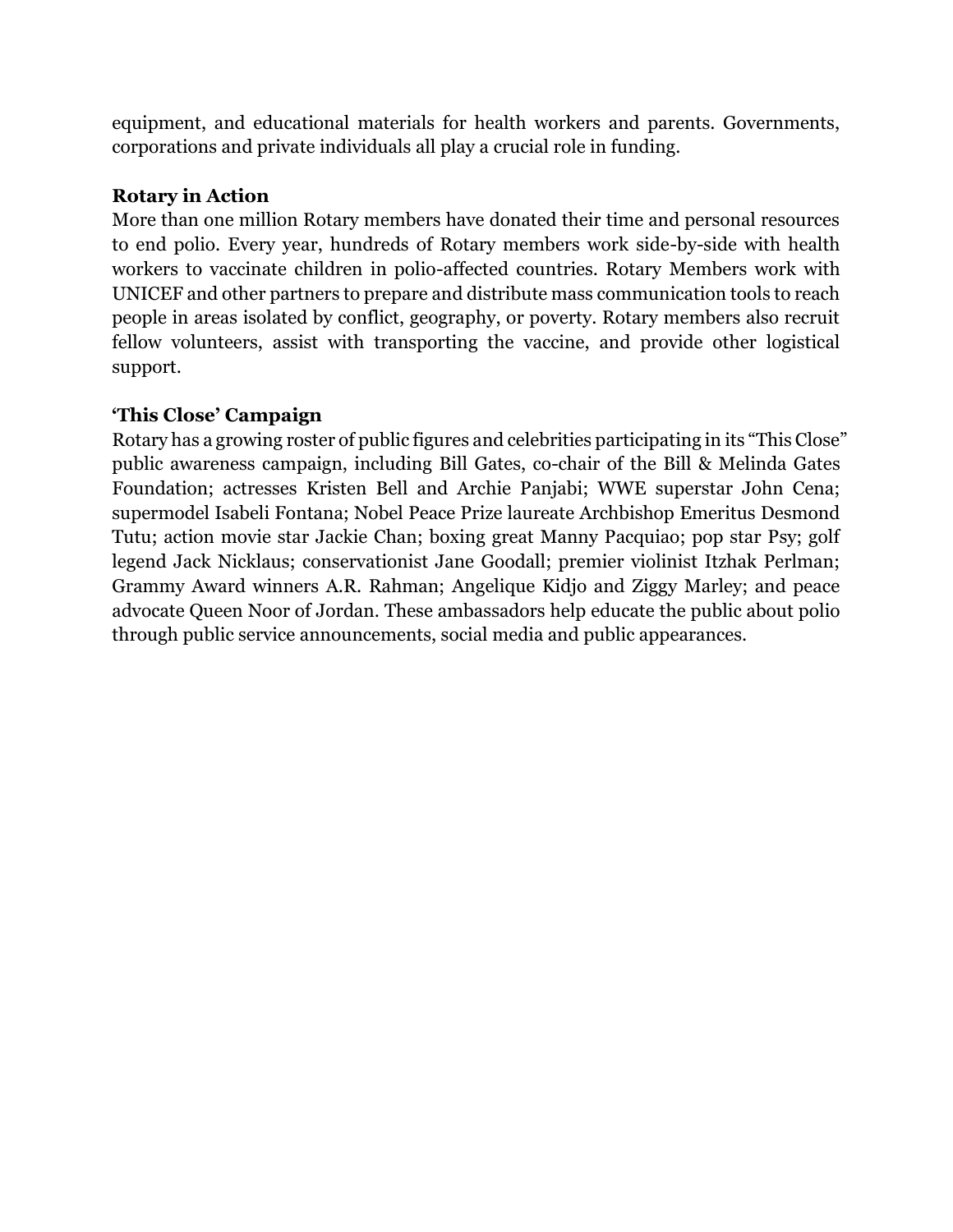equipment, and educational materials for health workers and parents. Governments, corporations and private individuals all play a crucial role in funding.

**Rotary in Action**

More than one million Rotary members have donated their time and personal resources to end polio. Every year, hundreds of Rotary members work side-by-side with health workers to vaccinate children in polio-affected countries. Rotary Members work with UNICEF and other partners to prepare and distribute mass communication tools to reach people in areas isolated by conflict, geography, or poverty. Rotary members also recruit fellow volunteers, assist with transporting the vaccine, and provide other logistical support.

**'This Close' Campaign**

Rotary has a growing roster of public figures and celebrities participating in its "This Close" public awareness campaign, including Bill Gates, co-chair of the Bill & Melinda Gates Foundation; actresses Kristen Bell and Archie Panjabi; WWE superstar John Cena; supermodel Isabeli Fontana; Nobel Peace Prize laureate Archbishop Emeritus Desmond Tutu; action movie star Jackie Chan; boxing great Manny Pacquiao; pop star Psy; golf legend Jack Nicklaus; conservationist Jane Goodall; premier violinist Itzhak Perlman; Grammy Award winners A.R. Rahman; Angelique Kidjo and Ziggy Marley; and peace advocate Queen Noor of Jordan. These ambassadors help educate the public about polio through public service announcements, social media and public appearances.